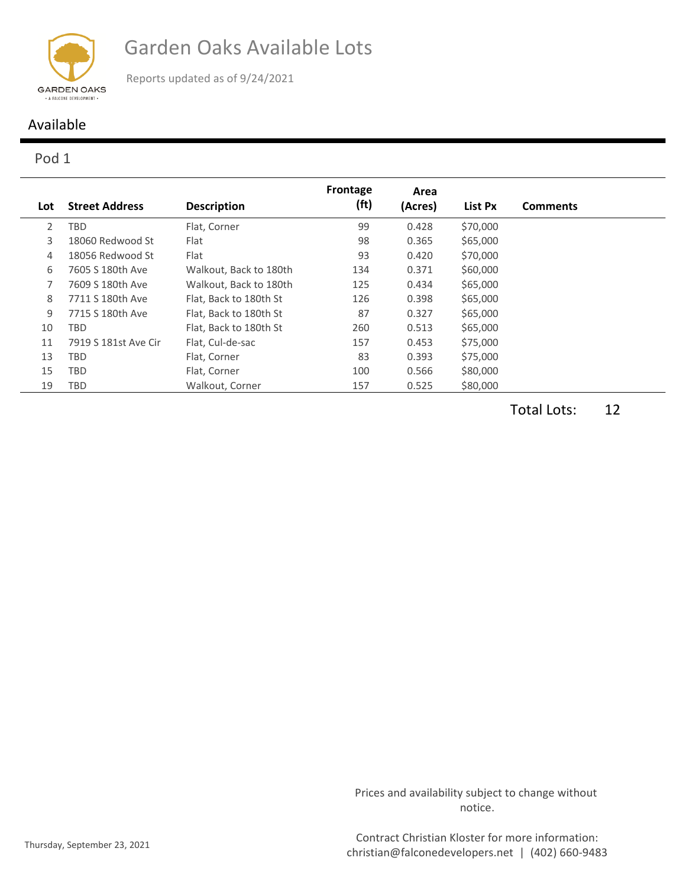# Garden Oaks Available Lots

Reports updated as of 9/24/2021

## Available

### Pod 1

| Lot | Street Address | Description | Frontage (ft) | Area (Acres) | List Px | Comments |
|---|---|---|---|---|---|---|
| 2 | TBD | Flat, Corner | 99 | 0.428 | $70,000 | |
| 3 | 18060 Redwood St | Flat | 98 | 0.365 | $65,000 | |
| 4 | 18056 Redwood St | Flat | 93 | 0.420 | $70,000 | |
| 6 | 7605 S 180th Ave | Walkout, Back to 180th | 134 | 0.371 | $60,000 | |
| 7 | 7609 S 180th Ave | Walkout, Back to 180th | 125 | 0.434 | $65,000 | |
| 8 | 7711 S 180th Ave | Flat, Back to 180th St | 126 | 0.398 | $65,000 | |
| 9 | 7715 S 180th Ave | Flat, Back to 180th St | 87 | 0.327 | $65,000 | |
| 10 | TBD | Flat, Back to 180th St | 260 | 0.513 | $65,000 | |
| 11 | 7919 S 181st Ave Cir | Flat, Cul-de-sac | 157 | 0.453 | $75,000 | |
| 13 | TBD | Flat, Corner | 83 | 0.393 | $75,000 | |
| 15 | TBD | Flat, Corner | 100 | 0.566 | $80,000 | |
| 19 | TBD | Walkout, Corner | 157 | 0.525 | $80,000 | |

Total Lots: 12

Prices and availability subject to change without notice.

Thursday, September 23, 2021

Contract Christian Kloster for more information:
christian@falconedevelopers.net | (402) 660-9483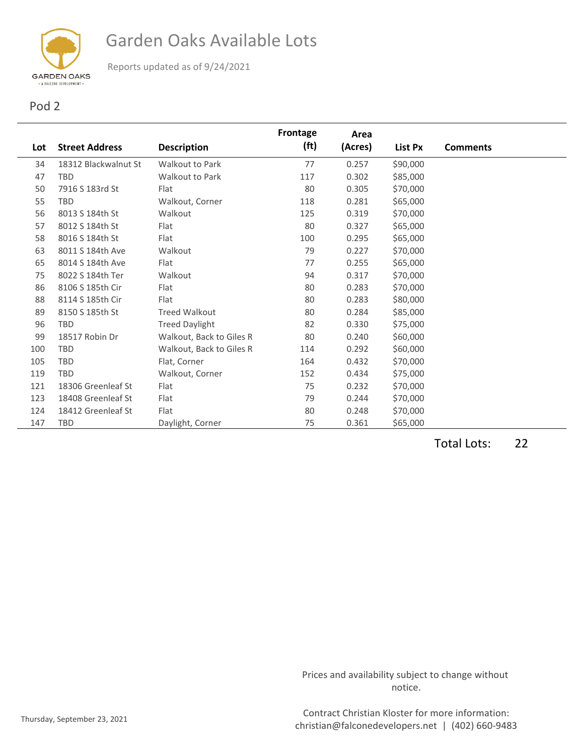# Garden Oaks Available Lots

Reports updated as of 9/24/2021

## Pod 2

| Lot | Street Address | Description | Frontage (ft) | Area (Acres) | List Px | Comments |
|---|---|---|---|---|---|---|
| 34 | 18312 Blackwalnut St | Walkout to Park | 77 | 0.257 | $90,000 | |
| 47 | TBD | Walkout to Park | 117 | 0.302 | $85,000 | |
| 50 | 7916 S 183rd St | Flat | 80 | 0.305 | $70,000 | |
| 55 | TBD | Walkout, Corner | 118 | 0.281 | $65,000 | |
| 56 | 8013 S 184th St | Walkout | 125 | 0.319 | $70,000 | |
| 57 | 8012 S 184th St | Flat | 80 | 0.327 | $65,000 | |
| 58 | 8016 S 184th St | Flat | 100 | 0.295 | $65,000 | |
| 63 | 8011 S 184th Ave | Walkout | 79 | 0.227 | $70,000 | |
| 65 | 8014 S 184th Ave | Flat | 77 | 0.255 | $65,000 | |
| 75 | 8022 S 184th Ter | Walkout | 94 | 0.317 | $70,000 | |
| 86 | 8106 S 185th Cir | Flat | 80 | 0.283 | $70,000 | |
| 88 | 8114 S 185th Cir | Flat | 80 | 0.283 | $80,000 | |
| 89 | 8150 S 185th St | Treed Walkout | 80 | 0.284 | $85,000 | |
| 96 | TBD | Treed Daylight | 82 | 0.330 | $75,000 | |
| 99 | 18517 Robin Dr | Walkout, Back to Giles R | 80 | 0.240 | $60,000 | |
| 100 | TBD | Walkout, Back to Giles R | 114 | 0.292 | $60,000 | |
| 105 | TBD | Flat, Corner | 164 | 0.432 | $70,000 | |
| 119 | TBD | Walkout, Corner | 152 | 0.434 | $75,000 | |
| 121 | 18306 Greenleaf St | Flat | 75 | 0.232 | $70,000 | |
| 123 | 18408 Greenleaf St | Flat | 79 | 0.244 | $70,000 | |
| 124 | 18412 Greenleaf St | Flat | 80 | 0.248 | $70,000 | |
| 147 | TBD | Daylight, Corner | 75 | 0.361 | $65,000 | |

Total Lots: 22

Prices and availability subject to change without notice.

Thursday, September 23, 2021

Contract Christian Kloster for more information:
christian@falconedevelopers.net | (402) 660-9483